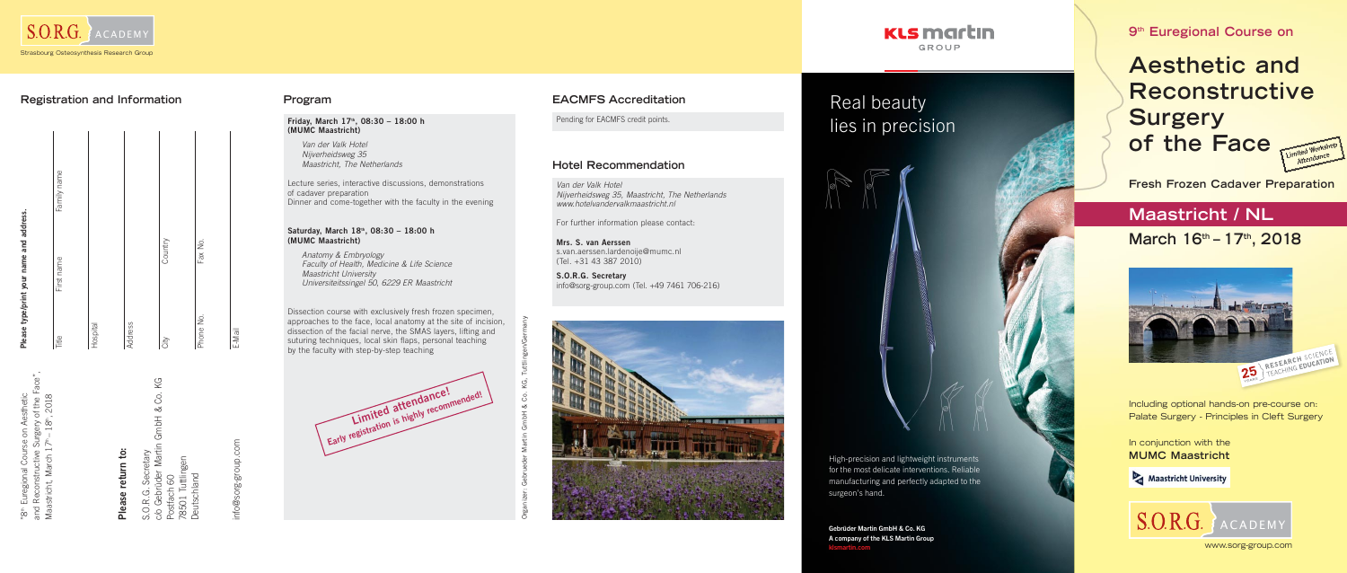S.O.R.G. ACADEMY

Strasbourg Osteosynthesis Research Group

## Registration and Information

"8th Euregional Course on Aesthetic and Reconstructive Surgery of the Face", Maastricht, March 17th – 18th, 2018

**Please return to:**

S.O.R.G Secretary
c/o Gebrüder Martin GmbH & Co. KG
Postfach 60
78501 Tuttlingen
Deutschland

info@sorg-group.com

**Please type/print your name and address.**

| Title | First name | Family name |
|---|---|---|
| Hospital | | |
| Address | | |
| City | Country | |
| Phone No. | Fax No. | |
| E-Mail | | |

## Program

**Friday, March 17th, 08:30 – 18:00 h (MUMC Maastricht)**

*Van der Valk Hotel*
*Nijverheidsweg 35*
*Maastricht, The Netherlands*

Lecture series, interactive discussions, demonstrations of cadaver preparation
Dinner and come-together with the faculty in the evening

**Saturday, March 18th, 08:30 – 18:00 h (MUMC Maastricht)**

*Anatomy & Embryology*
*Faculty of Health, Medicine & Life Science*
*Maastricht University*
*Universiteitssingel 50, 6229 ER Maastricht*

Dissection course with exclusively fresh frozen specimen, approaches to the face, local anatomy at the site of incision, dissection of the facial nerve, the SMAS layers, lifting and suturing techniques, local skin flaps, personal teaching by the faculty with step-by-step teaching

**Limited attendance! Early registration is highly recommended!**

Organizer: Gebrueder Martin GmbH & Co. KG, Tuttlingen/Germany

## EACMFS Accreditation

Pending for EACMFS credit points.

## Hotel Recommendation

*Van der Valk Hotel*
*Nijverheidsweg 35, Maastricht, The Netherlands*
*www.hotelvandervalkmaastricht.nl*

For further information please contact:

**Mrs. S. van Aerssen**
s.van.aerssen.lardenoije@mumc.nl
(Tel. +31 43 387 2010)

**S.O.R.G. Secretary**
info@sorg-group.com (Tel. +49 7461 706-216)

KLS martin GROUP

# Real beauty lies in precision

High-precision and lightweight instruments for the most delicate interventions. Reliable manufacturing and perfectly adapted to the surgeon's hand.

**Gebrüder Martin GmbH & Co. KG**
**A company of the KLS Martin Group**
klsmartin.com

9th Euregional Course on

# Aesthetic and Reconstructive Surgery of the Face

Limited Workshop Attendance

**Fresh Frozen Cadaver Preparation**

## Maastricht / NL

**March 16th – 17th, 2018**

25 YEARS RESEARCH SCIENCE TEACHING EDUCATION

Including optional hands-on pre-course on: Palate Surgery - Principles in Cleft Surgery

In conjunction with the **MUMC Maastricht**

Maastricht University

S.O.R.G. ACADEMY

www.sorg-group.com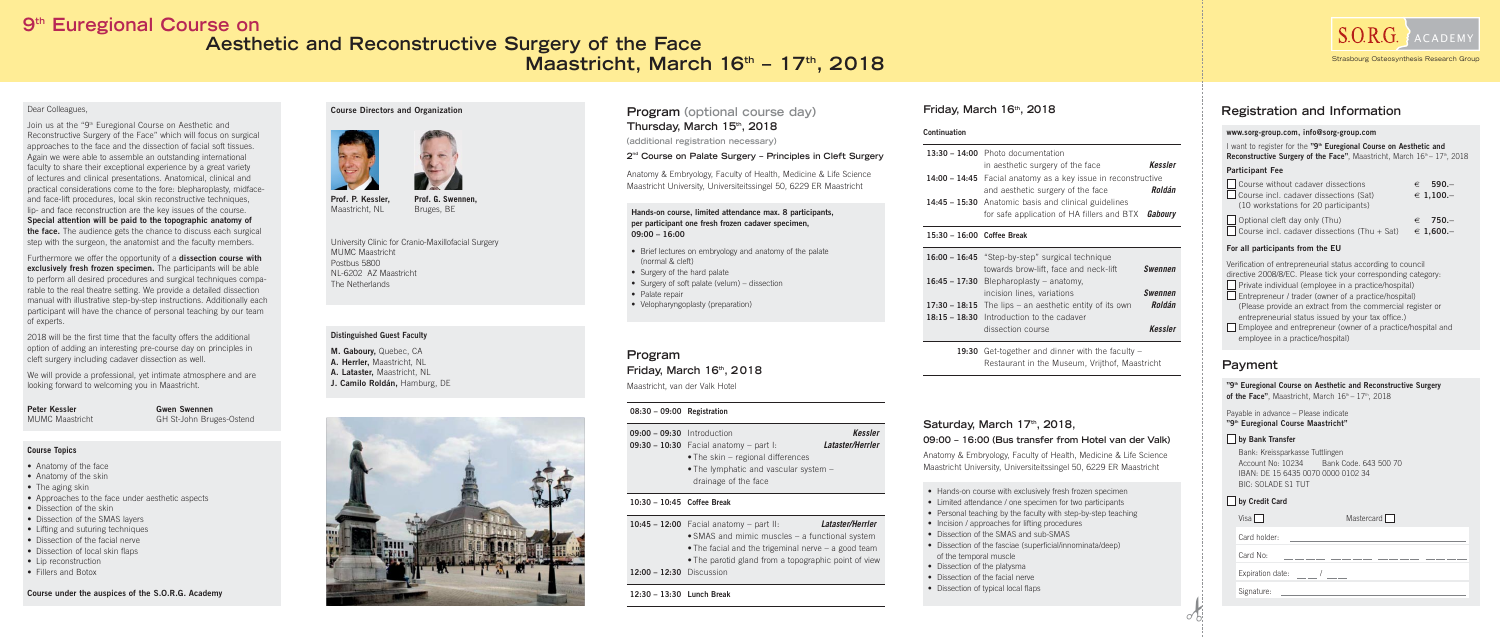# 9th Euregional Course on Aesthetic and Reconstructive Surgery of the Face

## Maastricht, March 16th – 17th, 2018

S.O.R.G. ACADEMY

Strasbourg Osteosynthesis Research Group

Dear Colleagues,

Join us at the "9th Euregional Course on Aesthetic and Reconstructive Surgery of the Face" which will focus on surgical approaches to the face and the dissection of facial soft tissues. Again we were able to assemble an outstanding international faculty to share their exceptional experience by a great variety of lectures and clinical presentations. Anatomical, clinical and practical considerations come to the fore: blepharoplasty, midface- and face-lift procedures, local skin reconstructive techniques, lip- and face reconstruction are the key issues of the course. **Special attention will be paid to the topographic anatomy of the face.** The audience gets the chance to discuss each surgical step with the surgeon, the anatomist and the faculty members.

Furthermore we offer the opportunity of a **dissection course with exclusively fresh frozen specimen.** The participants will be able to perform all desired procedures and surgical techniques comparable to the real theatre setting. We provide a detailed dissection manual with illustrative step-by-step instructions. Additionally each participant will have the chance of personal teaching by our team of experts.

2018 will be the first time that the faculty offers the additional option of adding an interesting pre-course day on principles in cleft surgery including cadaver dissection as well.

We will provide a professional, yet intimate atmosphere and are looking forward to welcoming you in Maastricht.

**Peter Kessler**
MUMC Maastricht

**Gwen Swennen**
GH St-John Bruges-Ostend

### Course Topics

- Anatomy of the face
- Anatomy of the skin
- The aging skin
- Approaches to the face under aesthetic aspects
- Dissection of the skin
- Dissection of the SMAS layers
- Lifting and suturing techniques
- Dissection of the facial nerve
- Dissection of local skin flaps
- Lip reconstruction
- Fillers and Botox

**Course under the auspices of the S.O.R.G. Academy**

### Course Directors and Organization

**Prof. P. Kessler,**
Maastricht, NL

**Prof. G. Swennen,**
Bruges, BE

University Clinic for Cranio-Maxillofacial Surgery
MUMC Maastricht
Postbus 5800
NL-6202 AZ Maastricht
The Netherlands

### Distinguished Guest Faculty

**M. Gaboury,** Quebec, CA
**A. Herrler,** Maastricht, NL
**A. Lataster,** Maastricht, NL
**J. Camilo Roldán,** Hamburg, DE

## Program (optional course day)
### Thursday, March 15th, 2018

(additional registration necessary)

**2nd Course on Palate Surgery – Principles in Cleft Surgery**

Anatomy & Embryology, Faculty of Health, Medicine & Life Science Maastricht University, Universiteitssingel 50, 6229 ER Maastricht

**Hands-on course, limited attendance max. 8 participants, per participant one fresh frozen cadaver specimen, 09:00 – 16:00**

- Brief lectures on embryology and anatomy of the palate (normal & cleft)
- Surgery of the hard palate
- Surgery of soft palate (velum) – dissection
- Palate repair
- Velopharyngoplasty (preparation)

## Program
### Friday, March 16th, 2018

Maastricht, van der Valk Hotel

| | | |
|---|---|---|
| **08:30 – 09:00** | **Registration** | |
| **09:00 – 09:30** | Introduction | ***Kessler*** |
| **09:30 – 10:30** | Facial anatomy – part I:<br>• The skin – regional differences<br>• The lymphatic and vascular system – drainage of the face | ***Lataster/Herrler*** |
| **10:30 – 10:45** | **Coffee Break** | |
| **10:45 – 12:00** | Facial anatomy – part II:<br>• SMAS and mimic muscles – a functional system<br>• The facial and the trigeminal nerve – a good team<br>• The parotid gland from a topographic point of view | ***Lataster/Herrler*** |
| **12:00 – 12:30** | Discussion | |
| **12:30 – 13:30** | **Lunch Break** | |

### Friday, March 16th, 2018

**Continuation**

| | | |
|---|---|---|
| **13:30 – 14:00** | Photo documentation in aesthetic surgery of the face | ***Kessler*** |
| **14:00 – 14:45** | Facial anatomy as a key issue in reconstructive and aesthetic surgery of the face | ***Roldán*** |
| **14:45 – 15:30** | Anatomic basis and clinical guidelines for safe application of HA fillers and BTX | ***Gaboury*** |
| **15:30 – 16:00** | **Coffee Break** | |
| **16:00 – 16:45** | "Step-by-step" surgical technique towards brow-lift, face and neck-lift | ***Swennen*** |
| **16:45 – 17:30** | Blepharoplasty – anatomy, incision lines, variations | ***Swennen*** |
| **17:30 – 18:15** | The lips – an aesthetic entity of its own | ***Roldán*** |
| **18:15 – 18:30** | Introduction to the cadaver dissection course | ***Kessler*** |
| **19:30** | Get-together and dinner with the faculty – Restaurant in the Museum, Vrijthof, Maastricht | |

### Saturday, March 17th, 2018,
### 09:00 – 16:00 (Bus transfer from Hotel van der Valk)

Anatomy & Embryology, Faculty of Health, Medicine & Life Science Maastricht University, Universiteitssingel 50, 6229 ER Maastricht

- Hands-on course with exclusively fresh frozen specimen
- Limited attendance / one specimen for two participants
- Personal teaching by the faculty with step-by-step teaching
- Incision / approaches for lifting procedures
- Dissection of the SMAS and sub-SMAS
- Dissection of the fasciae (superficial/innominata/deep) of the temporal muscle
- Dissection of the platysma
- Dissection of the facial nerve
- Dissection of typical local flaps

## Registration and Information

**www.sorg-group.com, info@sorg-group.com**

I want to register for the **"9th Euregional Course on Aesthetic and Reconstructive Surgery of the Face"**, Maastricht, March 16th – 17th, 2018

**Participant Fee**

| | |
|---|---|
| ☐ Course without cadaver dissections | € 590.– |
| ☐ Course incl. cadaver dissections (Sat) (10 workstations for 20 participants) | € 1,100.– |
| ☐ Optional cleft day only (Thu) | € 750.– |
| ☐ Course incl. cadaver dissections (Thu + Sat) | € 1,600.– |

**For all participants from the EU**

Verification of entrepreneurial status according to council directive 2008/8/EC. Please tick your corresponding category:

☐ Private individual (employee in a practice/hospital)
☐ Entrepreneur / trader (owner of a practice/hospital) (Please provide an extract from the commercial register or entrepreneurial status issued by your tax office.)
☐ Employee and entrepreneur (owner of a practice/hospital and employee in a practice/hospital)

## Payment

**"9th Euregional Course on Aesthetic and Reconstructive Surgery of the Face"**, Maastricht, March 16th – 17th, 2018

Payable in advance – Please indicate
**"9th Euregional Course Maastricht"**

☐ **by Bank Transfer**

Bank: Kreissparkasse Tuttlingen
Account No: 10234 Bank Code. 643 500 70
IBAN: DE 15 6435 0070 0000 0102 34
BIC: SOLADE S1 TUT

☐ **by Credit Card**

Visa ☐ Mastercard ☐

Card holder: ______________________

Card No: ____ ____ ____ ____

Expiration date: __ / __

Signature: ______________________